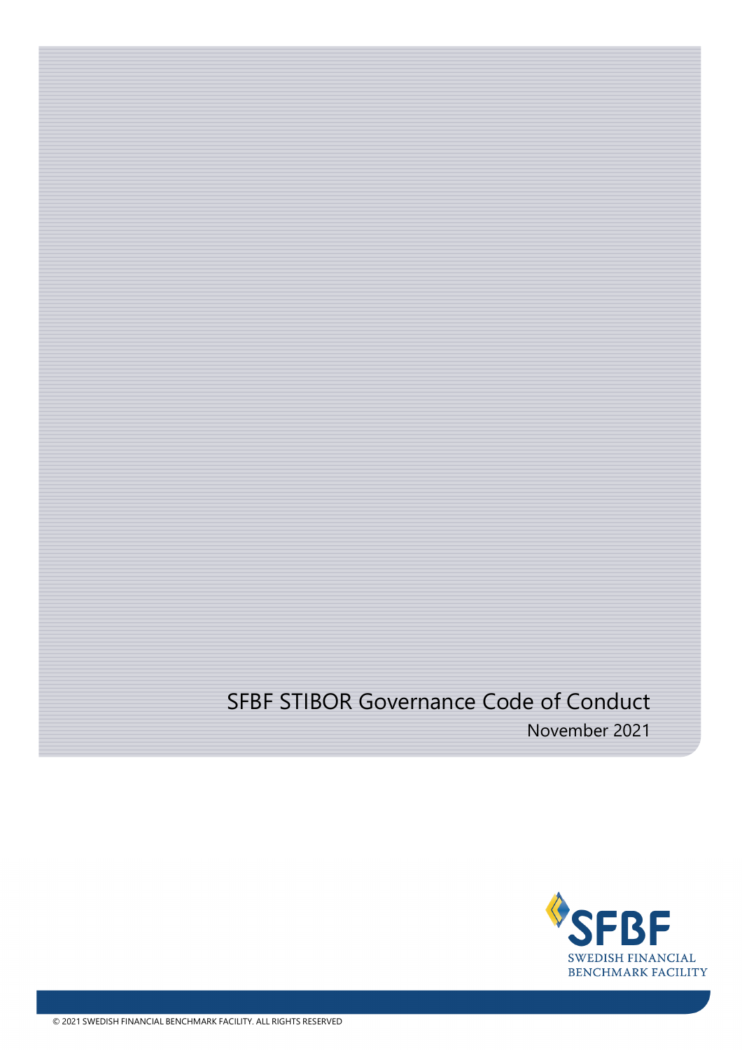# SFBF STIBOR Governance Code of Conduct

November 2021

SFBF
SWEDISH FINANCIAL BENCHMARK FACILITY

© 2021 SWEDISH FINANCIAL BENCHMARK FACILITY. ALL RIGHTS RESERVED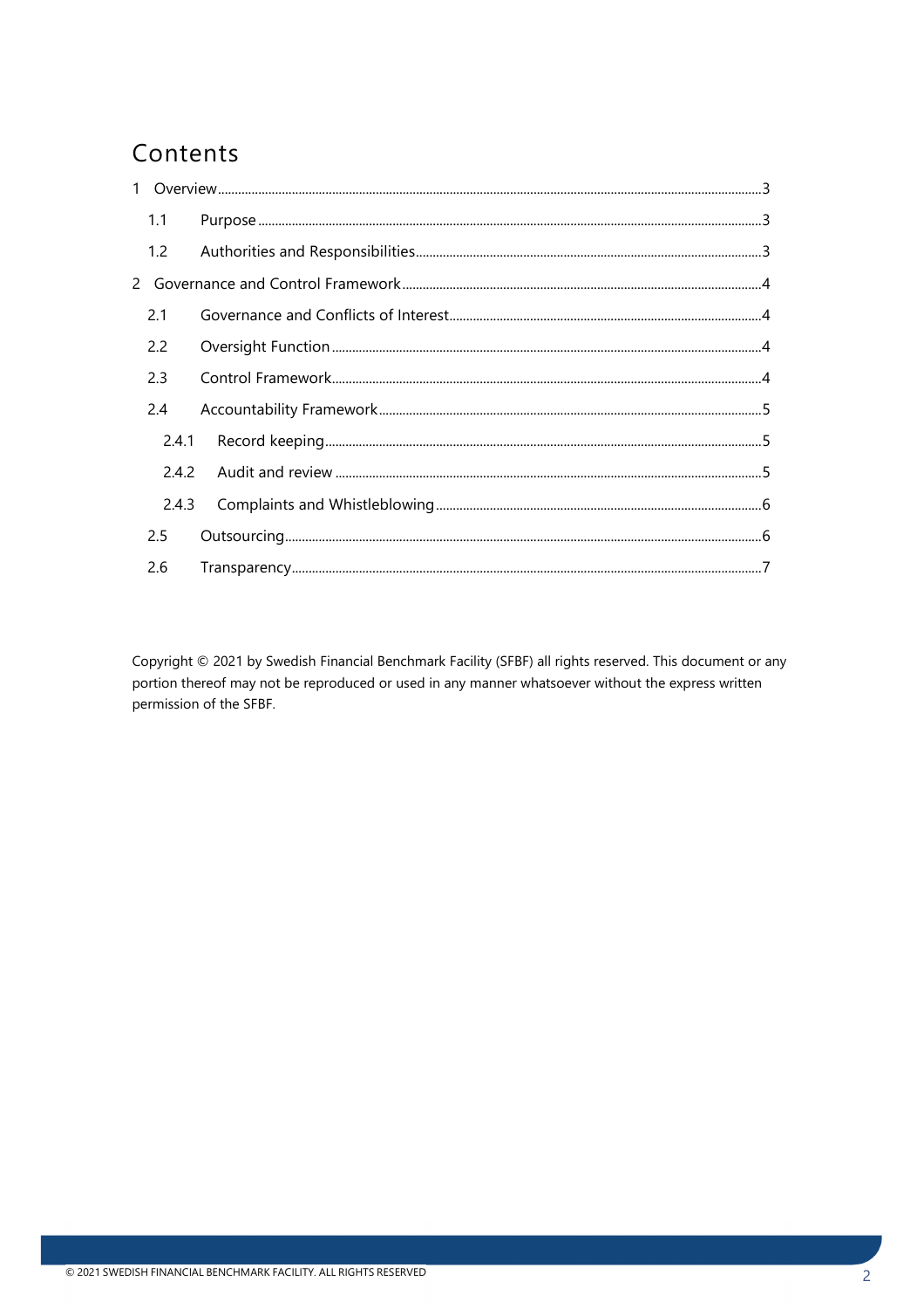# Contents

- 1 Overview ........ 3
  - 1.1 Purpose ........ 3
  - 1.2 Authorities and Responsibilities ........ 3
- 2 Governance and Control Framework ........ 4
  - 2.1 Governance and Conflicts of Interest ........ 4
  - 2.2 Oversight Function ........ 4
  - 2.3 Control Framework ........ 4
  - 2.4 Accountability Framework ........ 5
    - 2.4.1 Record keeping ........ 5
    - 2.4.2 Audit and review ........ 5
    - 2.4.3 Complaints and Whistleblowing ........ 6
  - 2.5 Outsourcing ........ 6
  - 2.6 Transparency ........ 7

Copyright © 2021 by Swedish Financial Benchmark Facility (SFBF) all rights reserved. This document or any portion thereof may not be reproduced or used in any manner whatsoever without the express written permission of the SFBF.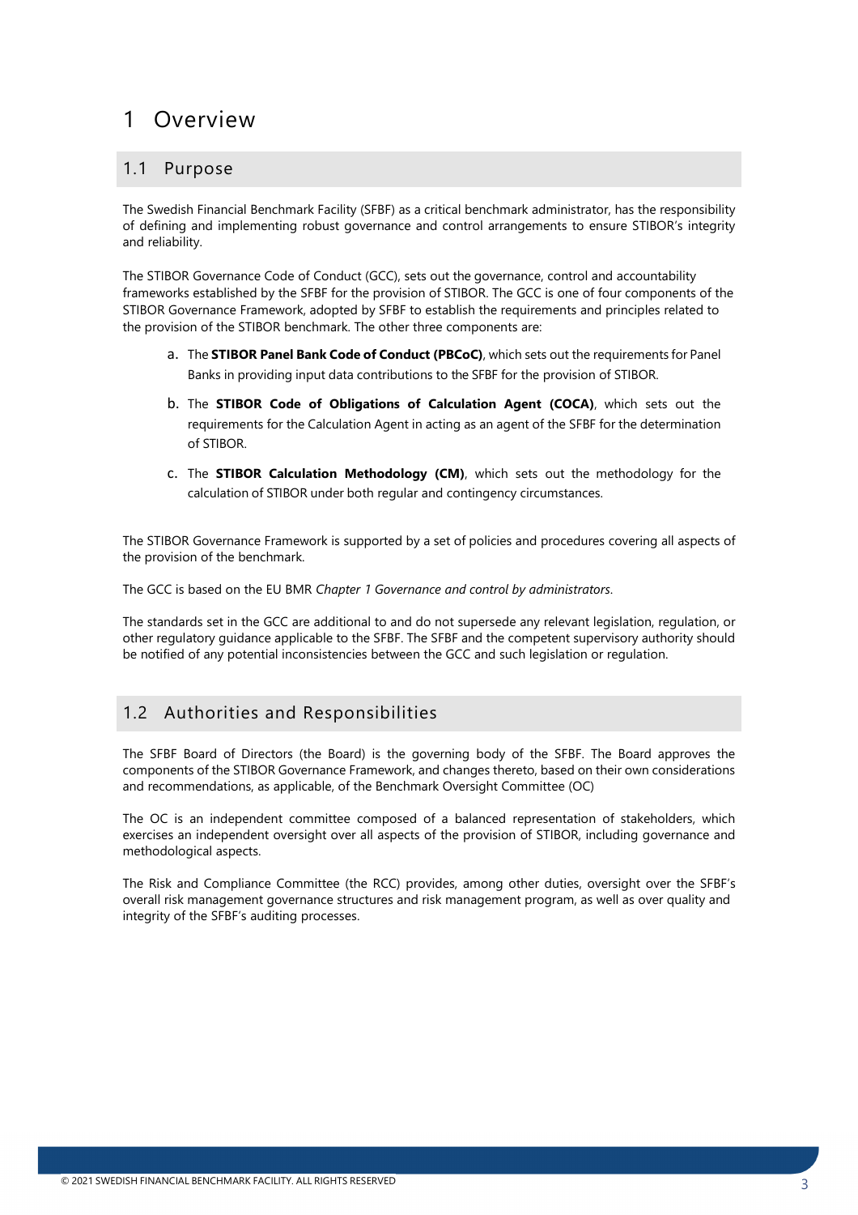# 1 Overview

## 1.1 Purpose

The Swedish Financial Benchmark Facility (SFBF) as a critical benchmark administrator, has the responsibility of defining and implementing robust governance and control arrangements to ensure STIBOR's integrity and reliability.

The STIBOR Governance Code of Conduct (GCC), sets out the governance, control and accountability frameworks established by the SFBF for the provision of STIBOR. The GCC is one of four components of the STIBOR Governance Framework, adopted by SFBF to establish the requirements and principles related to the provision of the STIBOR benchmark. The other three components are:

a. The **STIBOR Panel Bank Code of Conduct (PBCoC)**, which sets out the requirements for Panel Banks in providing input data contributions to the SFBF for the provision of STIBOR.

b. The **STIBOR Code of Obligations of Calculation Agent (COCA)**, which sets out the requirements for the Calculation Agent in acting as an agent of the SFBF for the determination of STIBOR.

c. The **STIBOR Calculation Methodology (CM)**, which sets out the methodology for the calculation of STIBOR under both regular and contingency circumstances.

The STIBOR Governance Framework is supported by a set of policies and procedures covering all aspects of the provision of the benchmark.

The GCC is based on the EU BMR *Chapter 1 Governance and control by administrators*.

The standards set in the GCC are additional to and do not supersede any relevant legislation, regulation, or other regulatory guidance applicable to the SFBF. The SFBF and the competent supervisory authority should be notified of any potential inconsistencies between the GCC and such legislation or regulation.

## 1.2 Authorities and Responsibilities

The SFBF Board of Directors (the Board) is the governing body of the SFBF. The Board approves the components of the STIBOR Governance Framework, and changes thereto, based on their own considerations and recommendations, as applicable, of the Benchmark Oversight Committee (OC)

The OC is an independent committee composed of a balanced representation of stakeholders, which exercises an independent oversight over all aspects of the provision of STIBOR, including governance and methodological aspects.

The Risk and Compliance Committee (the RCC) provides, among other duties, oversight over the SFBF's overall risk management governance structures and risk management program, as well as over quality and integrity of the SFBF's auditing processes.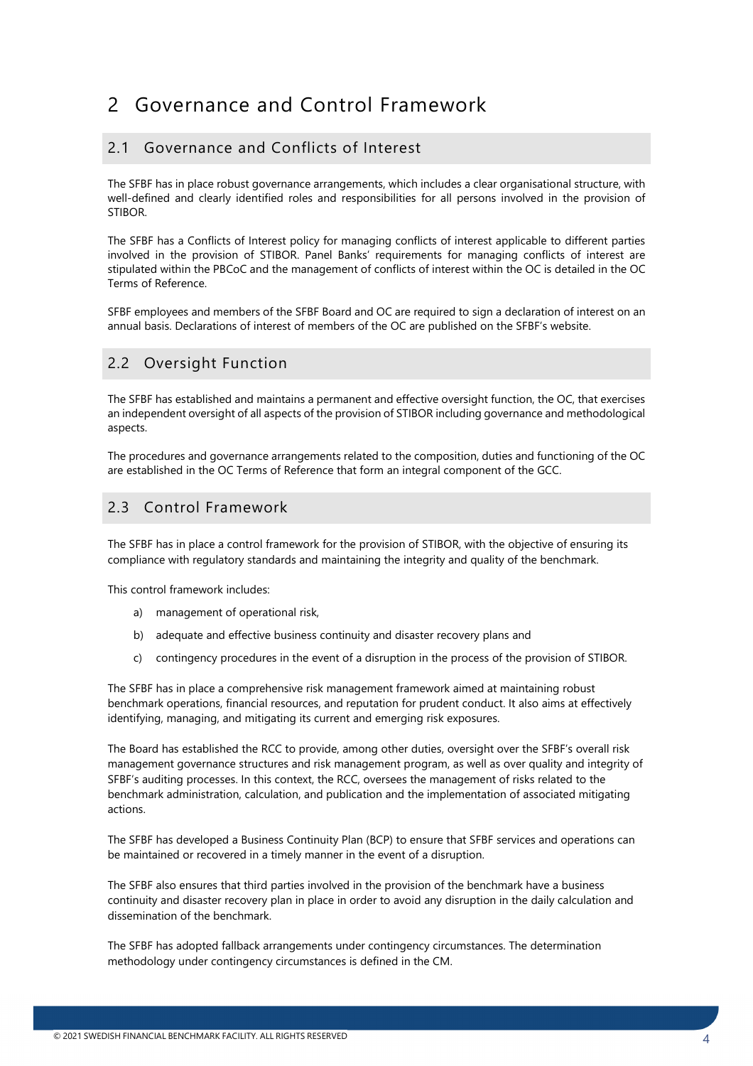# 2 Governance and Control Framework

## 2.1 Governance and Conflicts of Interest

The SFBF has in place robust governance arrangements, which includes a clear organisational structure, with well-defined and clearly identified roles and responsibilities for all persons involved in the provision of STIBOR.

The SFBF has a Conflicts of Interest policy for managing conflicts of interest applicable to different parties involved in the provision of STIBOR. Panel Banks' requirements for managing conflicts of interest are stipulated within the PBCoC and the management of conflicts of interest within the OC is detailed in the OC Terms of Reference.

SFBF employees and members of the SFBF Board and OC are required to sign a declaration of interest on an annual basis. Declarations of interest of members of the OC are published on the SFBF's website.

## 2.2 Oversight Function

The SFBF has established and maintains a permanent and effective oversight function, the OC, that exercises an independent oversight of all aspects of the provision of STIBOR including governance and methodological aspects.

The procedures and governance arrangements related to the composition, duties and functioning of the OC are established in the OC Terms of Reference that form an integral component of the GCC.

## 2.3 Control Framework

The SFBF has in place a control framework for the provision of STIBOR, with the objective of ensuring its compliance with regulatory standards and maintaining the integrity and quality of the benchmark.

This control framework includes:

a) management of operational risk,

b) adequate and effective business continuity and disaster recovery plans and

c) contingency procedures in the event of a disruption in the process of the provision of STIBOR.

The SFBF has in place a comprehensive risk management framework aimed at maintaining robust benchmark operations, financial resources, and reputation for prudent conduct. It also aims at effectively identifying, managing, and mitigating its current and emerging risk exposures.

The Board has established the RCC to provide, among other duties, oversight over the SFBF's overall risk management governance structures and risk management program, as well as over quality and integrity of SFBF's auditing processes. In this context, the RCC, oversees the management of risks related to the benchmark administration, calculation, and publication and the implementation of associated mitigating actions.

The SFBF has developed a Business Continuity Plan (BCP) to ensure that SFBF services and operations can be maintained or recovered in a timely manner in the event of a disruption.

The SFBF also ensures that third parties involved in the provision of the benchmark have a business continuity and disaster recovery plan in place in order to avoid any disruption in the daily calculation and dissemination of the benchmark.

The SFBF has adopted fallback arrangements under contingency circumstances. The determination methodology under contingency circumstances is defined in the CM.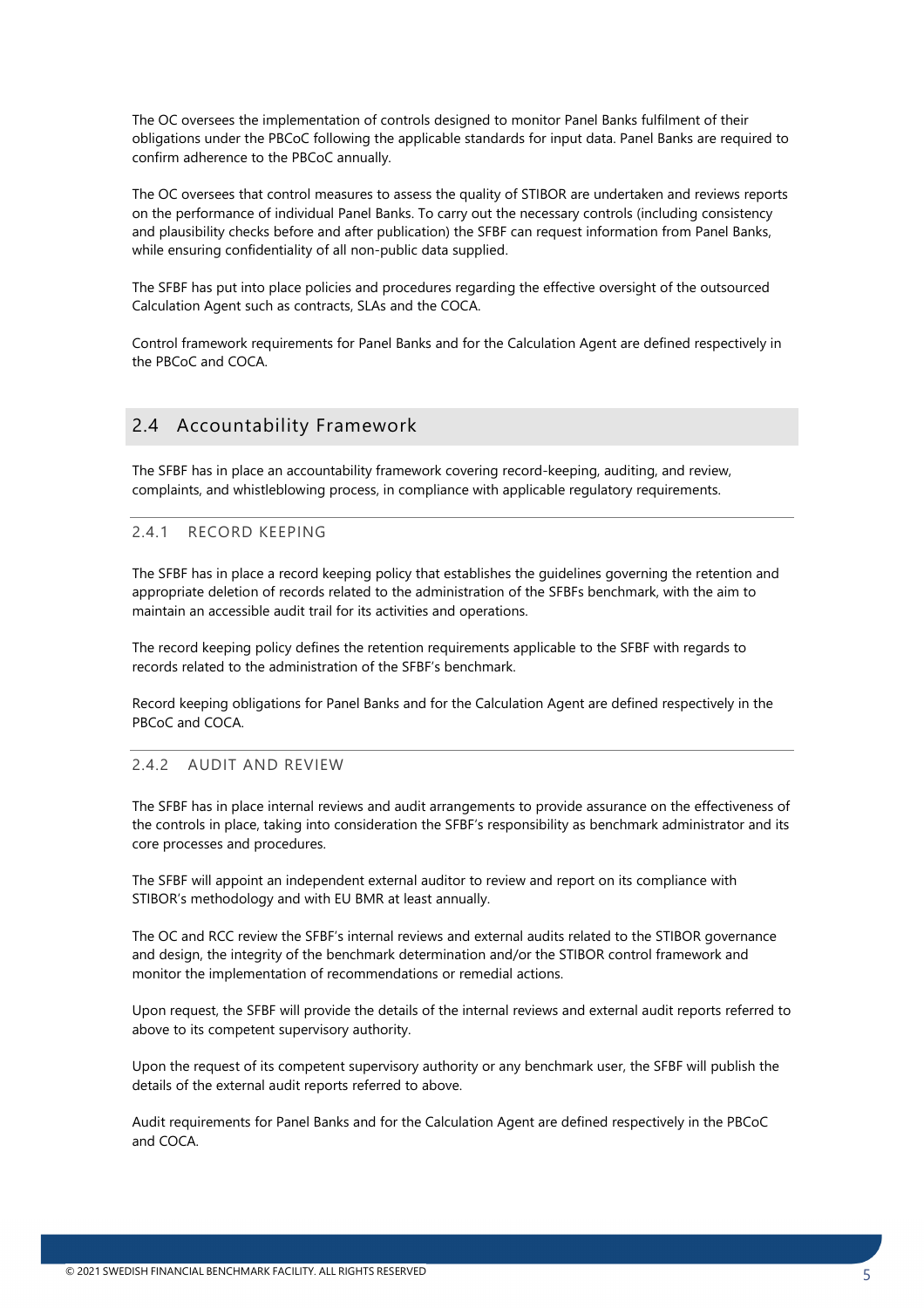The OC oversees the implementation of controls designed to monitor Panel Banks fulfilment of their obligations under the PBCoC following the applicable standards for input data. Panel Banks are required to confirm adherence to the PBCoC annually.

The OC oversees that control measures to assess the quality of STIBOR are undertaken and reviews reports on the performance of individual Panel Banks. To carry out the necessary controls (including consistency and plausibility checks before and after publication) the SFBF can request information from Panel Banks, while ensuring confidentiality of all non-public data supplied.

The SFBF has put into place policies and procedures regarding the effective oversight of the outsourced Calculation Agent such as contracts, SLAs and the COCA.

Control framework requirements for Panel Banks and for the Calculation Agent are defined respectively in the PBCoC and COCA.

## 2.4 Accountability Framework

The SFBF has in place an accountability framework covering record-keeping, auditing, and review, complaints, and whistleblowing process, in compliance with applicable regulatory requirements.

### 2.4.1 RECORD KEEPING

The SFBF has in place a record keeping policy that establishes the guidelines governing the retention and appropriate deletion of records related to the administration of the SFBFs benchmark, with the aim to maintain an accessible audit trail for its activities and operations.

The record keeping policy defines the retention requirements applicable to the SFBF with regards to records related to the administration of the SFBF's benchmark.

Record keeping obligations for Panel Banks and for the Calculation Agent are defined respectively in the PBCoC and COCA.

### 2.4.2 AUDIT AND REVIEW

The SFBF has in place internal reviews and audit arrangements to provide assurance on the effectiveness of the controls in place, taking into consideration the SFBF's responsibility as benchmark administrator and its core processes and procedures.

The SFBF will appoint an independent external auditor to review and report on its compliance with STIBOR's methodology and with EU BMR at least annually.

The OC and RCC review the SFBF's internal reviews and external audits related to the STIBOR governance and design, the integrity of the benchmark determination and/or the STIBOR control framework and monitor the implementation of recommendations or remedial actions.

Upon request, the SFBF will provide the details of the internal reviews and external audit reports referred to above to its competent supervisory authority.

Upon the request of its competent supervisory authority or any benchmark user, the SFBF will publish the details of the external audit reports referred to above.

Audit requirements for Panel Banks and for the Calculation Agent are defined respectively in the PBCoC and COCA.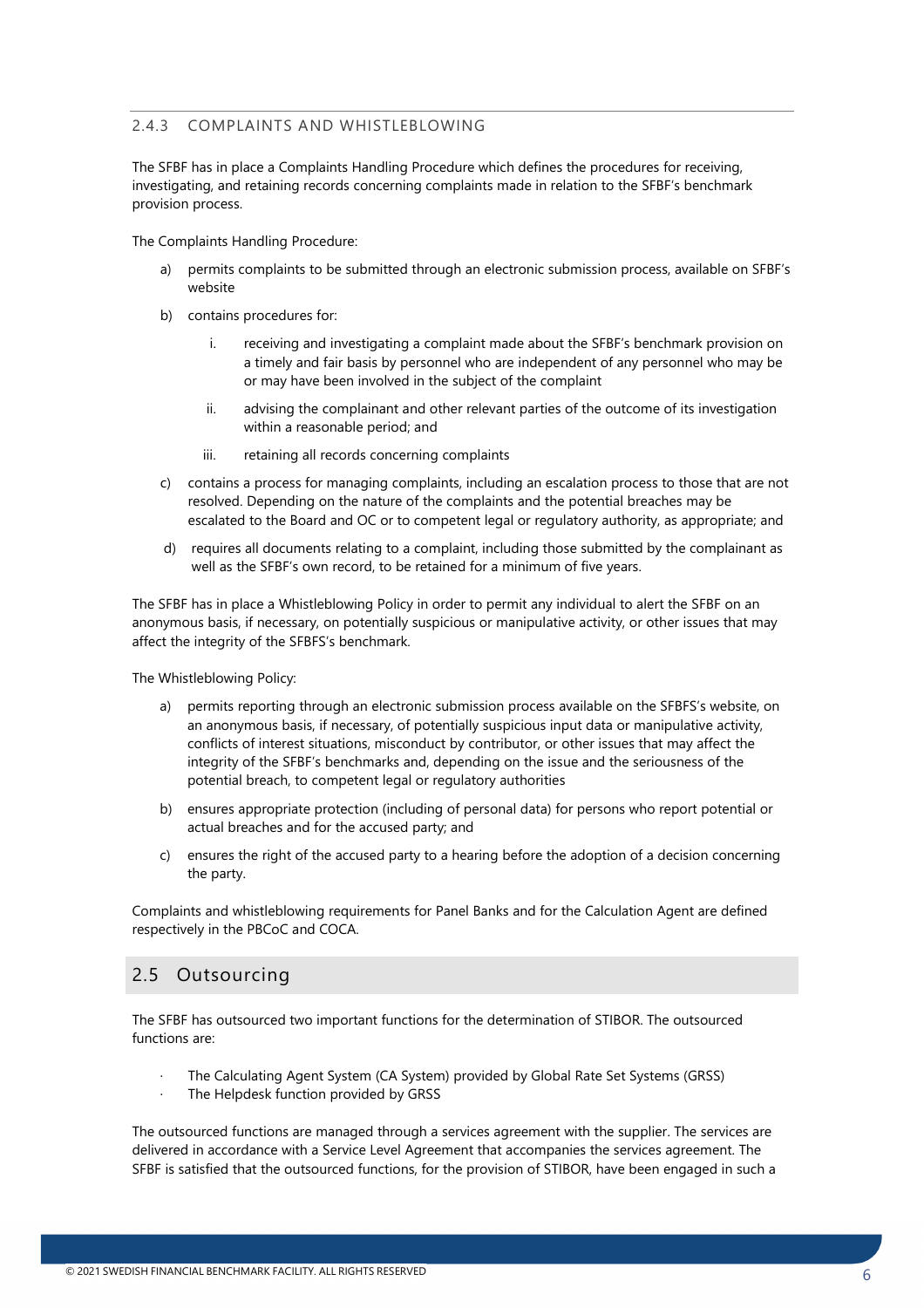### 2.4.3 COMPLAINTS AND WHISTLEBLOWING

The SFBF has in place a Complaints Handling Procedure which defines the procedures for receiving, investigating, and retaining records concerning complaints made in relation to the SFBF's benchmark provision process.

The Complaints Handling Procedure:

a) permits complaints to be submitted through an electronic submission process, available on SFBF's website

b) contains procedures for:

   i. receiving and investigating a complaint made about the SFBF's benchmark provision on a timely and fair basis by personnel who are independent of any personnel who may be or may have been involved in the subject of the complaint

   ii. advising the complainant and other relevant parties of the outcome of its investigation within a reasonable period; and

   iii. retaining all records concerning complaints

c) contains a process for managing complaints, including an escalation process to those that are not resolved. Depending on the nature of the complaints and the potential breaches may be escalated to the Board and OC or to competent legal or regulatory authority, as appropriate; and

d) requires all documents relating to a complaint, including those submitted by the complainant as well as the SFBF's own record, to be retained for a minimum of five years.

The SFBF has in place a Whistleblowing Policy in order to permit any individual to alert the SFBF on an anonymous basis, if necessary, on potentially suspicious or manipulative activity, or other issues that may affect the integrity of the SFBFS's benchmark.

The Whistleblowing Policy:

a) permits reporting through an electronic submission process available on the SFBFS's website, on an anonymous basis, if necessary, of potentially suspicious input data or manipulative activity, conflicts of interest situations, misconduct by contributor, or other issues that may affect the integrity of the SFBF's benchmarks and, depending on the issue and the seriousness of the potential breach, to competent legal or regulatory authorities

b) ensures appropriate protection (including of personal data) for persons who report potential or actual breaches and for the accused party; and

c) ensures the right of the accused party to a hearing before the adoption of a decision concerning the party.

Complaints and whistleblowing requirements for Panel Banks and for the Calculation Agent are defined respectively in the PBCoC and COCA.

## 2.5 Outsourcing

The SFBF has outsourced two important functions for the determination of STIBOR. The outsourced functions are:

- The Calculating Agent System (CA System) provided by Global Rate Set Systems (GRSS)
- The Helpdesk function provided by GRSS

The outsourced functions are managed through a services agreement with the supplier. The services are delivered in accordance with a Service Level Agreement that accompanies the services agreement. The SFBF is satisfied that the outsourced functions, for the provision of STIBOR, have been engaged in such a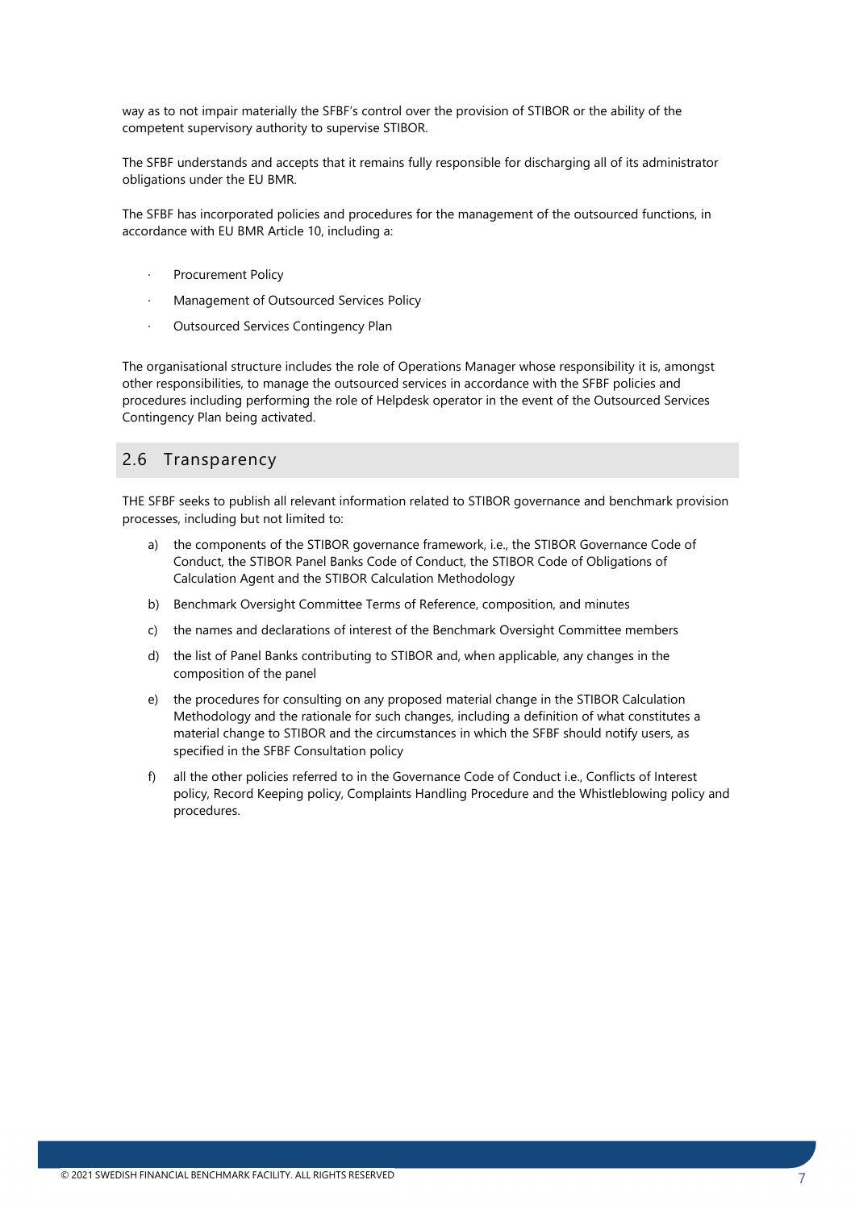way as to not impair materially the SFBF's control over the provision of STIBOR or the ability of the competent supervisory authority to supervise STIBOR.

The SFBF understands and accepts that it remains fully responsible for discharging all of its administrator obligations under the EU BMR.

The SFBF has incorporated policies and procedures for the management of the outsourced functions, in accordance with EU BMR Article 10, including a:

- Procurement Policy
- Management of Outsourced Services Policy
- Outsourced Services Contingency Plan

The organisational structure includes the role of Operations Manager whose responsibility it is, amongst other responsibilities, to manage the outsourced services in accordance with the SFBF policies and procedures including performing the role of Helpdesk operator in the event of the Outsourced Services Contingency Plan being activated.

## 2.6 Transparency

THE SFBF seeks to publish all relevant information related to STIBOR governance and benchmark provision processes, including but not limited to:

a) the components of the STIBOR governance framework, i.e., the STIBOR Governance Code of Conduct, the STIBOR Panel Banks Code of Conduct, the STIBOR Code of Obligations of Calculation Agent and the STIBOR Calculation Methodology

b) Benchmark Oversight Committee Terms of Reference, composition, and minutes

c) the names and declarations of interest of the Benchmark Oversight Committee members

d) the list of Panel Banks contributing to STIBOR and, when applicable, any changes in the composition of the panel

e) the procedures for consulting on any proposed material change in the STIBOR Calculation Methodology and the rationale for such changes, including a definition of what constitutes a material change to STIBOR and the circumstances in which the SFBF should notify users, as specified in the SFBF Consultation policy

f) all the other policies referred to in the Governance Code of Conduct i.e., Conflicts of Interest policy, Record Keeping policy, Complaints Handling Procedure and the Whistleblowing policy and procedures.